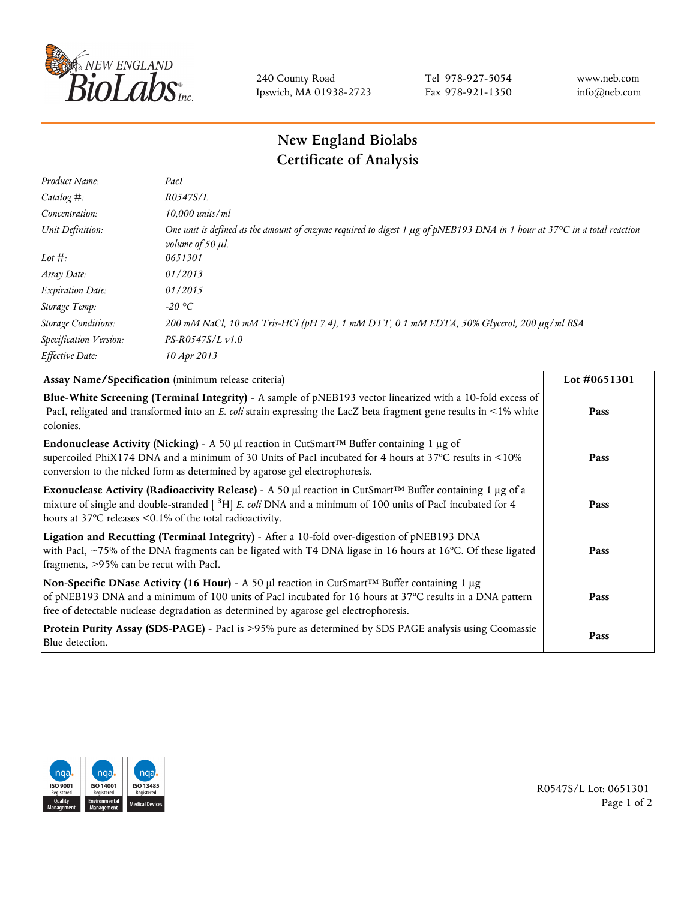240 County Road
Ipswich, MA 01938-2723

Tel 978-927-5054
Fax 978-921-1350

www.neb.com
info@neb.com

# New England Biolabs
## Certificate of Analysis

| | |
|---|---|
| *Product Name:* | *PacI* |
| *Catalog #:* | *R0547S/L* |
| *Concentration:* | *10,000 units/ml* |
| *Unit Definition:* | *One unit is defined as the amount of enzyme required to digest 1 µg of pNEB193 DNA in 1 hour at 37°C in a total reaction volume of 50 µl.* |
| *Lot #:* | *0651301* |
| *Assay Date:* | *01/2013* |
| *Expiration Date:* | *01/2015* |
| *Storage Temp:* | *-20 °C* |
| *Storage Conditions:* | *200 mM NaCl, 10 mM Tris-HCl (pH 7.4), 1 mM DTT, 0.1 mM EDTA, 50% Glycerol, 200 µg/ml BSA* |
| *Specification Version:* | *PS-R0547S/L v1.0* |
| *Effective Date:* | *10 Apr 2013* |

| **Assay Name/Specification** (minimum release criteria) | **Lot #0651301** |
|---|---|
| **Blue-White Screening (Terminal Integrity)** - A sample of pNEB193 vector linearized with a 10-fold excess of PacI, religated and transformed into an *E. coli* strain expressing the LacZ beta fragment gene results in <1% white colonies. | **Pass** |
| **Endonuclease Activity (Nicking)** - A 50 µl reaction in CutSmart™ Buffer containing 1 µg of supercoiled PhiX174 DNA and a minimum of 30 Units of PacI incubated for 4 hours at 37°C results in <10% conversion to the nicked form as determined by agarose gel electrophoresis. | **Pass** |
| **Exonuclease Activity (Radioactivity Release)** - A 50 µl reaction in CutSmart™ Buffer containing 1 µg of a mixture of single and double-stranded [ $^{3}$H] *E. coli* DNA and a minimum of 100 units of PacI incubated for 4 hours at 37°C releases <0.1% of the total radioactivity. | **Pass** |
| **Ligation and Recutting (Terminal Integrity)** - After a 10-fold over-digestion of pNEB193 DNA with PacI, ~75% of the DNA fragments can be ligated with T4 DNA ligase in 16 hours at 16°C. Of these ligated fragments, >95% can be recut with PacI. | **Pass** |
| **Non-Specific DNase Activity (16 Hour)** - A 50 µl reaction in CutSmart™ Buffer containing 1 µg of pNEB193 DNA and a minimum of 100 units of PacI incubated for 16 hours at 37°C results in a DNA pattern free of detectable nuclease degradation as determined by agarose gel electrophoresis. | **Pass** |
| **Protein Purity Assay (SDS-PAGE)** - PacI is >95% pure as determined by SDS PAGE analysis using Coomassie Blue detection. | **Pass** |

R0547S/L Lot: 0651301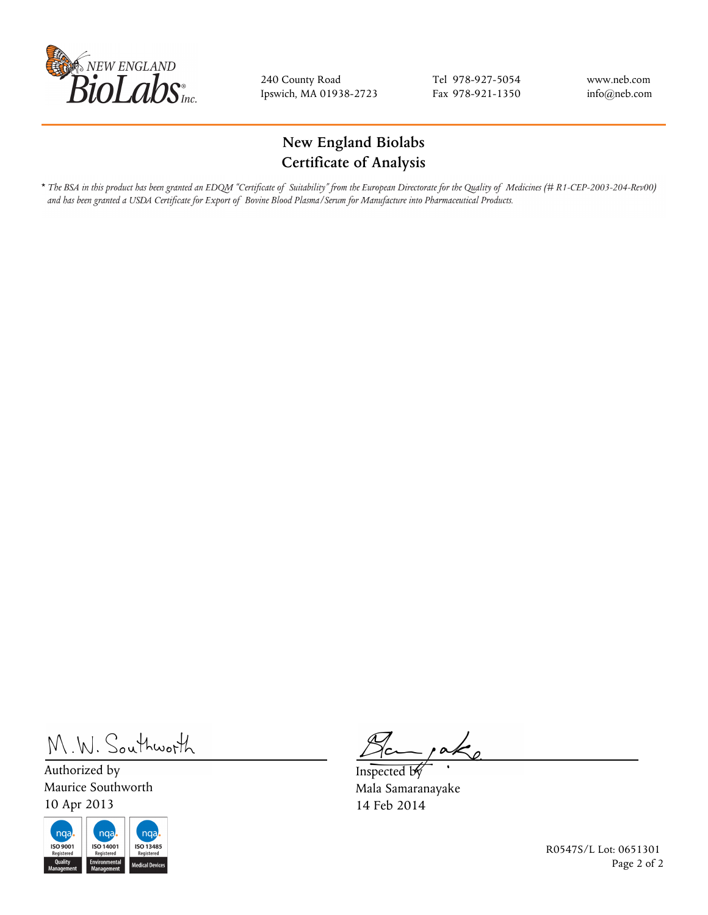240 County Road
Ipswich, MA 01938-2723

Tel 978-927-5054
Fax 978-921-1350

www.neb.com
info@neb.com

# New England Biolabs
# Certificate of Analysis

\* *The BSA in this product has been granted an EDQM "Certificate of Suitability" from the European Directorate for the Quality of Medicines (# R1-CEP-2003-204-Rev00) and has been granted a USDA Certificate for Export of Bovine Blood Plasma/Serum for Manufacture into Pharmaceutical Products.*

Authorized by
Maurice Southworth
10 Apr 2013

Inspected by
Mala Samaranayake
14 Feb 2014

ISO 9001 Registered Quality Management
ISO 14001 Registered Environmental Management
ISO 13485 Registered Medical Devices

R0547S/L Lot: 0651301